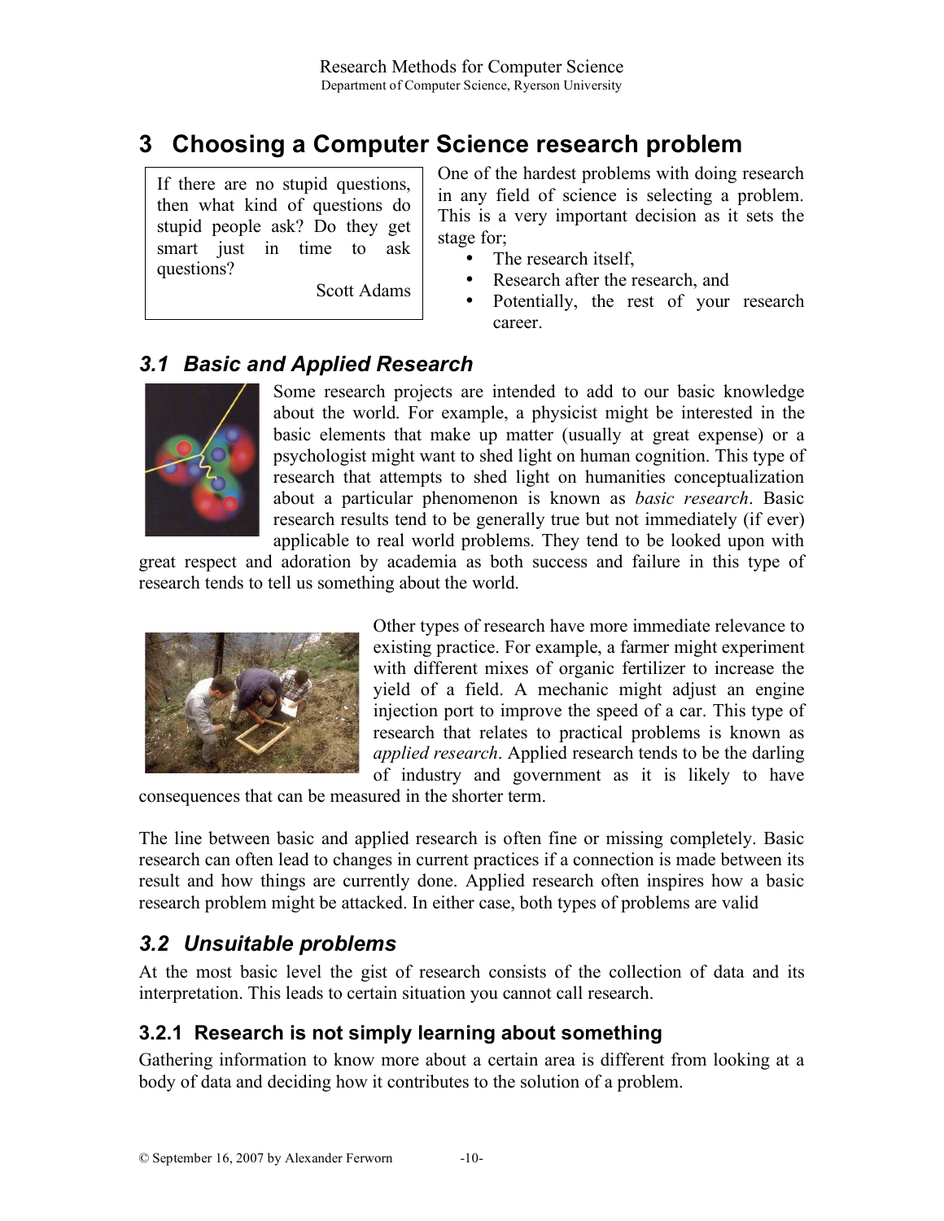# 3 Choosing a Computer Science research problem

> If there are no stupid questions, then what kind of questions do stupid people ask? Do they get smart just in time to ask questions?
>
> Scott Adams

One of the hardest problems with doing research in any field of science is selecting a problem. This is a very important decision as it sets the stage for;

- The research itself,
- Research after the research, and
- Potentially, the rest of your research career.

## 3.1 *Basic and Applied Research*

Some research projects are intended to add to our basic knowledge about the world. For example, a physicist might be interested in the basic elements that make up matter (usually at great expense) or a psychologist might want to shed light on human cognition. This type of research that attempts to shed light on humanities conceptualization about a particular phenomenon is known as *basic research*. Basic research results tend to be generally true but not immediately (if ever) applicable to real world problems. They tend to be looked upon with great respect and adoration by academia as both success and failure in this type of research tends to tell us something about the world.

Other types of research have more immediate relevance to existing practice. For example, a farmer might experiment with different mixes of organic fertilizer to increase the yield of a field. A mechanic might adjust an engine injection port to improve the speed of a car. This type of research that relates to practical problems is known as *applied research*. Applied research tends to be the darling of industry and government as it is likely to have consequences that can be measured in the shorter term.

The line between basic and applied research is often fine or missing completely. Basic research can often lead to changes in current practices if a connection is made between its result and how things are currently done. Applied research often inspires how a basic research problem might be attacked. In either case, both types of problems are valid

## 3.2 *Unsuitable problems*

At the most basic level the gist of research consists of the collection of data and its interpretation. This leads to certain situation you cannot call research.

### 3.2.1 Research is not simply learning about something

Gathering information to know more about a certain area is different from looking at a body of data and deciding how it contributes to the solution of a problem.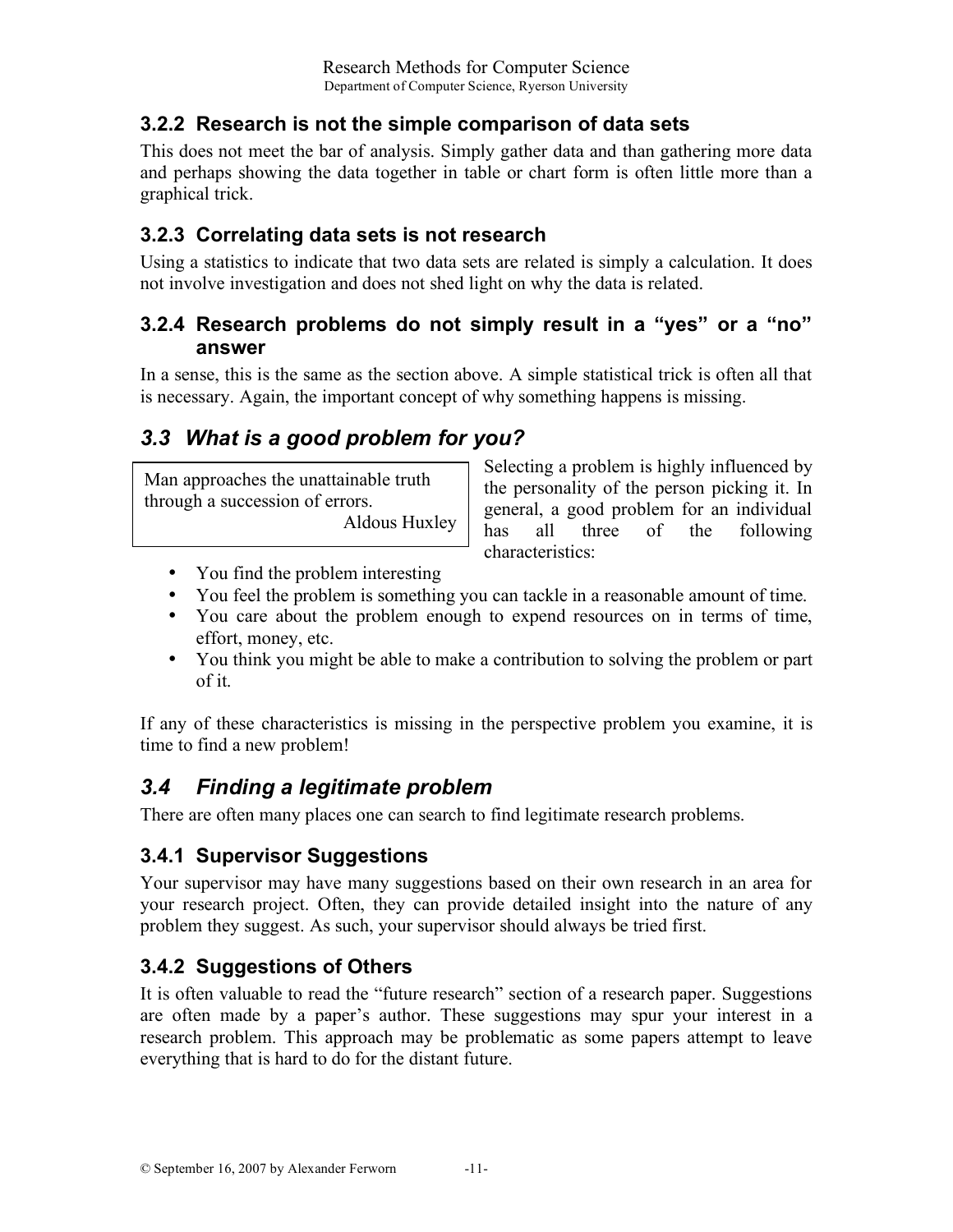### 3.2.2 Research is not the simple comparison of data sets

This does not meet the bar of analysis. Simply gather data and than gathering more data and perhaps showing the data together in table or chart form is often little more than a graphical trick.

### 3.2.3 Correlating data sets is not research

Using a statistics to indicate that two data sets are related is simply a calculation. It does not involve investigation and does not shed light on why the data is related.

### 3.2.4 Research problems do not simply result in a "yes" or a "no" answer

In a sense, this is the same as the section above. A simple statistical trick is often all that is necessary. Again, the important concept of why something happens is missing.

## *3.3 What is a good problem for you?*

> Man approaches the unattainable truth through a succession of errors.
> Aldous Huxley

Selecting a problem is highly influenced by the personality of the person picking it. In general, a good problem for an individual has all three of the following characteristics:

- You find the problem interesting
- You feel the problem is something you can tackle in a reasonable amount of time.
- You care about the problem enough to expend resources on in terms of time, effort, money, etc.
- You think you might be able to make a contribution to solving the problem or part of it.

If any of these characteristics is missing in the perspective problem you examine, it is time to find a new problem!

## *3.4 Finding a legitimate problem*

There are often many places one can search to find legitimate research problems.

### 3.4.1 Supervisor Suggestions

Your supervisor may have many suggestions based on their own research in an area for your research project. Often, they can provide detailed insight into the nature of any problem they suggest. As such, your supervisor should always be tried first.

### 3.4.2 Suggestions of Others

It is often valuable to read the "future research" section of a research paper. Suggestions are often made by a paper's author. These suggestions may spur your interest in a research problem. This approach may be problematic as some papers attempt to leave everything that is hard to do for the distant future.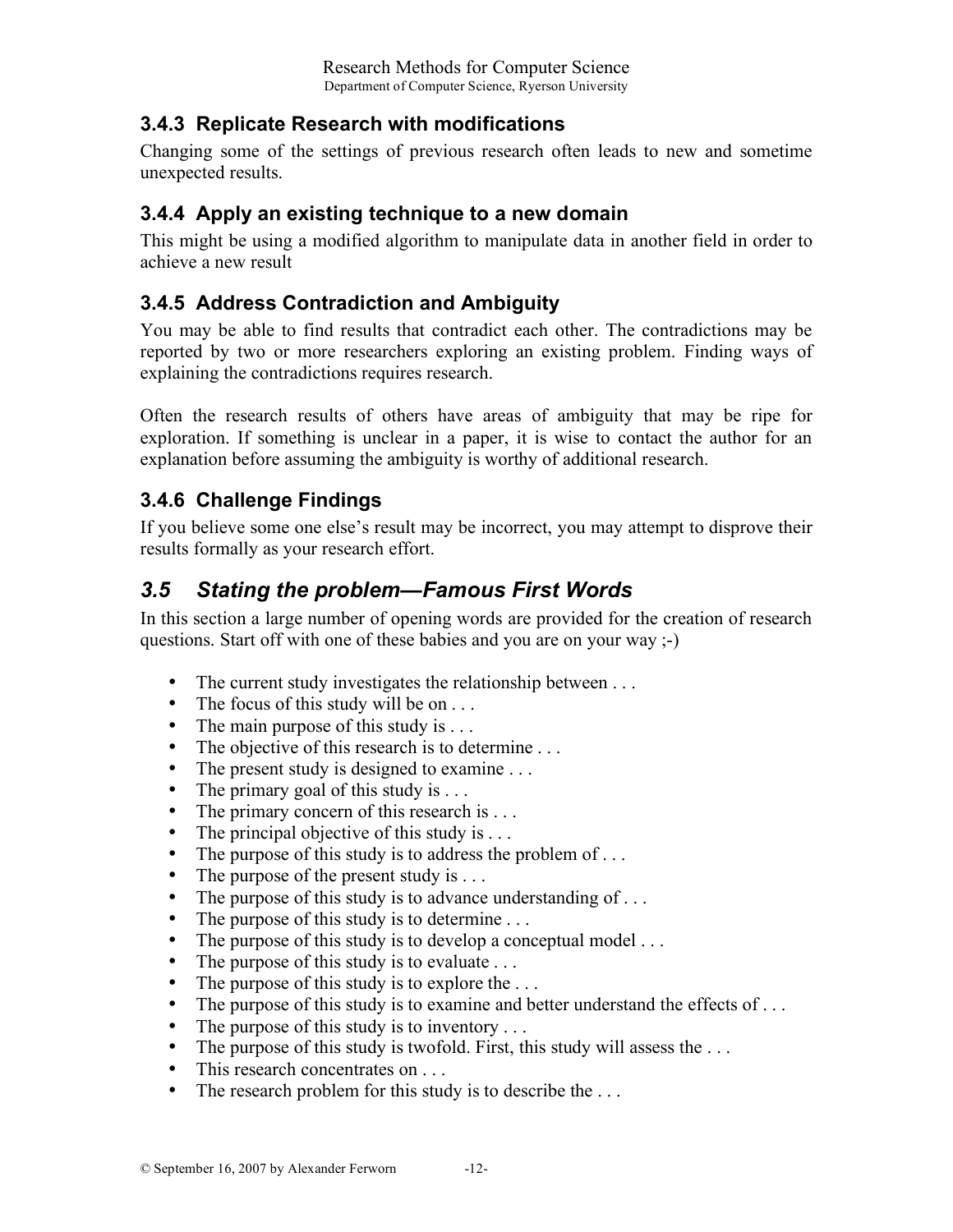### 3.4.3 Replicate Research with modifications

Changing some of the settings of previous research often leads to new and sometime unexpected results.

### 3.4.4 Apply an existing technique to a new domain

This might be using a modified algorithm to manipulate data in another field in order to achieve a new result

### 3.4.5 Address Contradiction and Ambiguity

You may be able to find results that contradict each other. The contradictions may be reported by two or more researchers exploring an existing problem. Finding ways of explaining the contradictions requires research.

Often the research results of others have areas of ambiguity that may be ripe for exploration. If something is unclear in a paper, it is wise to contact the author for an explanation before assuming the ambiguity is worthy of additional research.

### 3.4.6 Challenge Findings

If you believe some one else's result may be incorrect, you may attempt to disprove their results formally as your research effort.

## *3.5 Stating the problem—Famous First Words*

In this section a large number of opening words are provided for the creation of research questions. Start off with one of these babies and you are on your way ;-)

- The current study investigates the relationship between . . .
- The focus of this study will be on . . .
- The main purpose of this study is . . .
- The objective of this research is to determine . . .
- The present study is designed to examine . . .
- The primary goal of this study is . . .
- The primary concern of this research is . . .
- The principal objective of this study is . . .
- The purpose of this study is to address the problem of . . .
- The purpose of the present study is . . .
- The purpose of this study is to advance understanding of . . .
- The purpose of this study is to determine . . .
- The purpose of this study is to develop a conceptual model . . .
- The purpose of this study is to evaluate . . .
- The purpose of this study is to explore the . . .
- The purpose of this study is to examine and better understand the effects of . . .
- The purpose of this study is to inventory . . .
- The purpose of this study is twofold. First, this study will assess the . . .
- This research concentrates on . . .
- The research problem for this study is to describe the . . .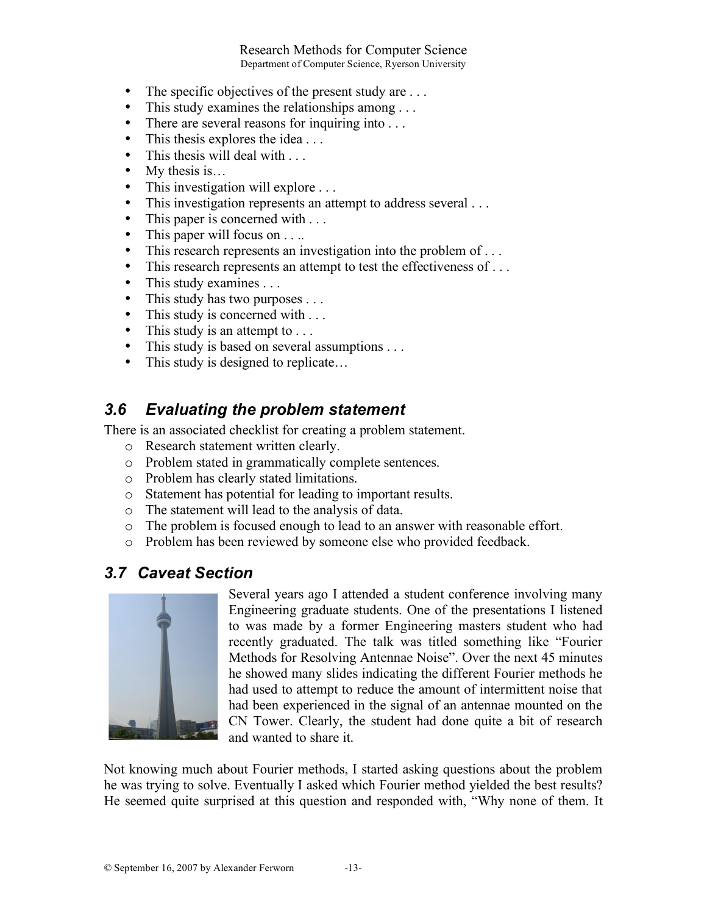- The specific objectives of the present study are . . .
- This study examines the relationships among . . .
- There are several reasons for inquiring into . . .
- This thesis explores the idea . . .
- This thesis will deal with . . .
- My thesis is…
- This investigation will explore . . .
- This investigation represents an attempt to address several . . .
- This paper is concerned with . . .
- This paper will focus on . . ..
- This research represents an investigation into the problem of . . .
- This research represents an attempt to test the effectiveness of . . .
- This study examines . . .
- This study has two purposes . . .
- This study is concerned with . . .
- This study is an attempt to . . .
- This study is based on several assumptions . . .
- This study is designed to replicate…

## *3.6 Evaluating the problem statement*

There is an associated checklist for creating a problem statement.

- Research statement written clearly.
- Problem stated in grammatically complete sentences.
- Problem has clearly stated limitations.
- Statement has potential for leading to important results.
- The statement will lead to the analysis of data.
- The problem is focused enough to lead to an answer with reasonable effort.
- Problem has been reviewed by someone else who provided feedback.

## *3.7 Caveat Section*

Several years ago I attended a student conference involving many Engineering graduate students. One of the presentations I listened to was made by a former Engineering masters student who had recently graduated. The talk was titled something like "Fourier Methods for Resolving Antennae Noise". Over the next 45 minutes he showed many slides indicating the different Fourier methods he had used to attempt to reduce the amount of intermittent noise that had been experienced in the signal of an antennae mounted on the CN Tower. Clearly, the student had done quite a bit of research and wanted to share it.

Not knowing much about Fourier methods, I started asking questions about the problem he was trying to solve. Eventually I asked which Fourier method yielded the best results? He seemed quite surprised at this question and responded with, "Why none of them. It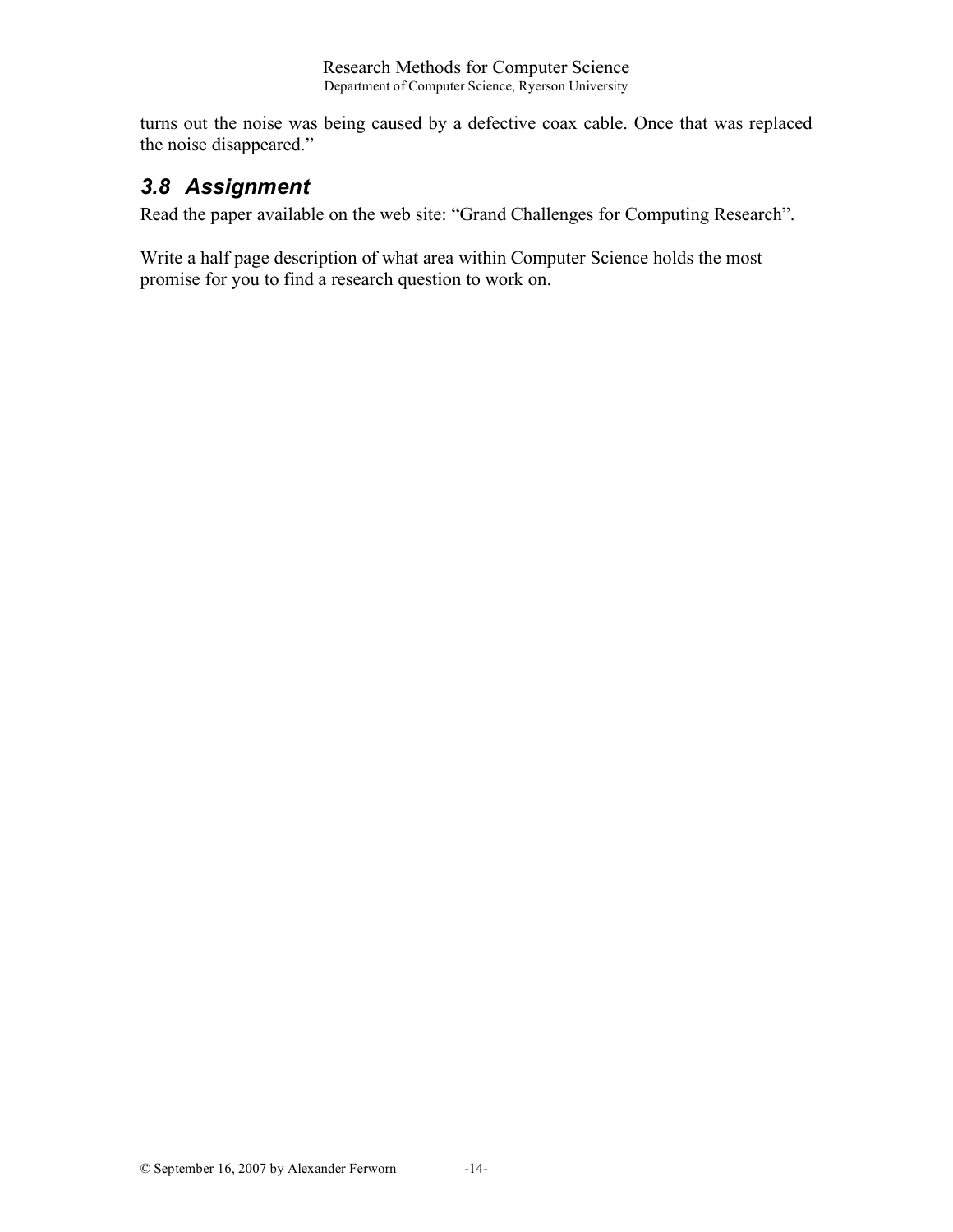turns out the noise was being caused by a defective coax cable. Once that was replaced the noise disappeared."

## 3.8 Assignment

Read the paper available on the web site: "Grand Challenges for Computing Research".

Write a half page description of what area within Computer Science holds the most promise for you to find a research question to work on.